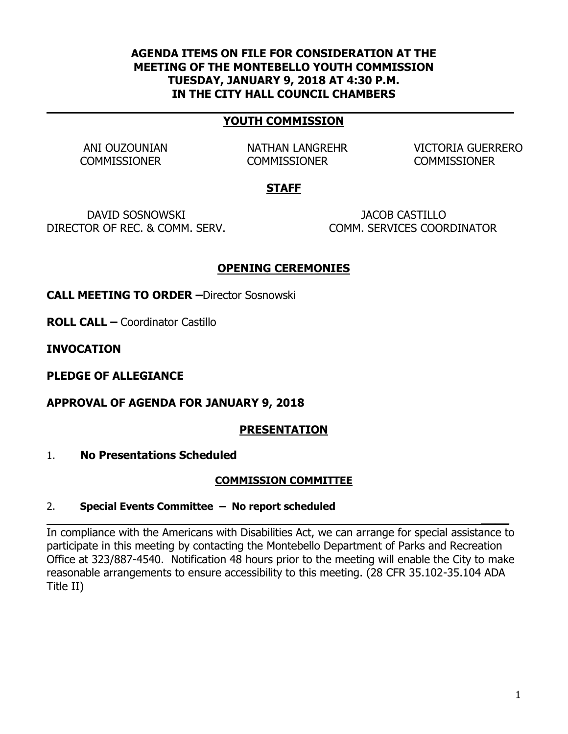**AGENDA ITEMS ON FILE FOR CONSIDERATION AT THE MEETING OF THE MONTEBELLO YOUTH COMMISSION TUESDAY, JANUARY 9, 2018 AT 4:30 P.M. IN THE CITY HALL COUNCIL CHAMBERS**

---

## YOUTH COMMISSION

| | | |
|---|---|---|
| ANI OUZOUNIAN<br>COMMISSIONER | NATHAN LANGREHR<br>COMMISSIONER | VICTORIA GUERRERO<br>COMMISSIONER |

## STAFF

| | |
|---|---|
| DAVID SOSNOWSKI<br>DIRECTOR OF REC. & COMM. SERV. | JACOB CASTILLO<br>COMM. SERVICES COORDINATOR |

## OPENING CEREMONIES

**CALL MEETING TO ORDER –**Director Sosnowski

**ROLL CALL –** Coordinator Castillo

**INVOCATION**

**PLEDGE OF ALLEGIANCE**

**APPROVAL OF AGENDA FOR JANUARY 9, 2018**

## PRESENTATION

1. **No Presentations Scheduled**

### COMMISSION COMMITTEE

2. **Special Events Committee – No report scheduled**

---

In compliance with the Americans with Disabilities Act, we can arrange for special assistance to participate in this meeting by contacting the Montebello Department of Parks and Recreation Office at 323/887-4540. Notification 48 hours prior to the meeting will enable the City to make reasonable arrangements to ensure accessibility to this meeting. (28 CFR 35.102-35.104 ADA Title II)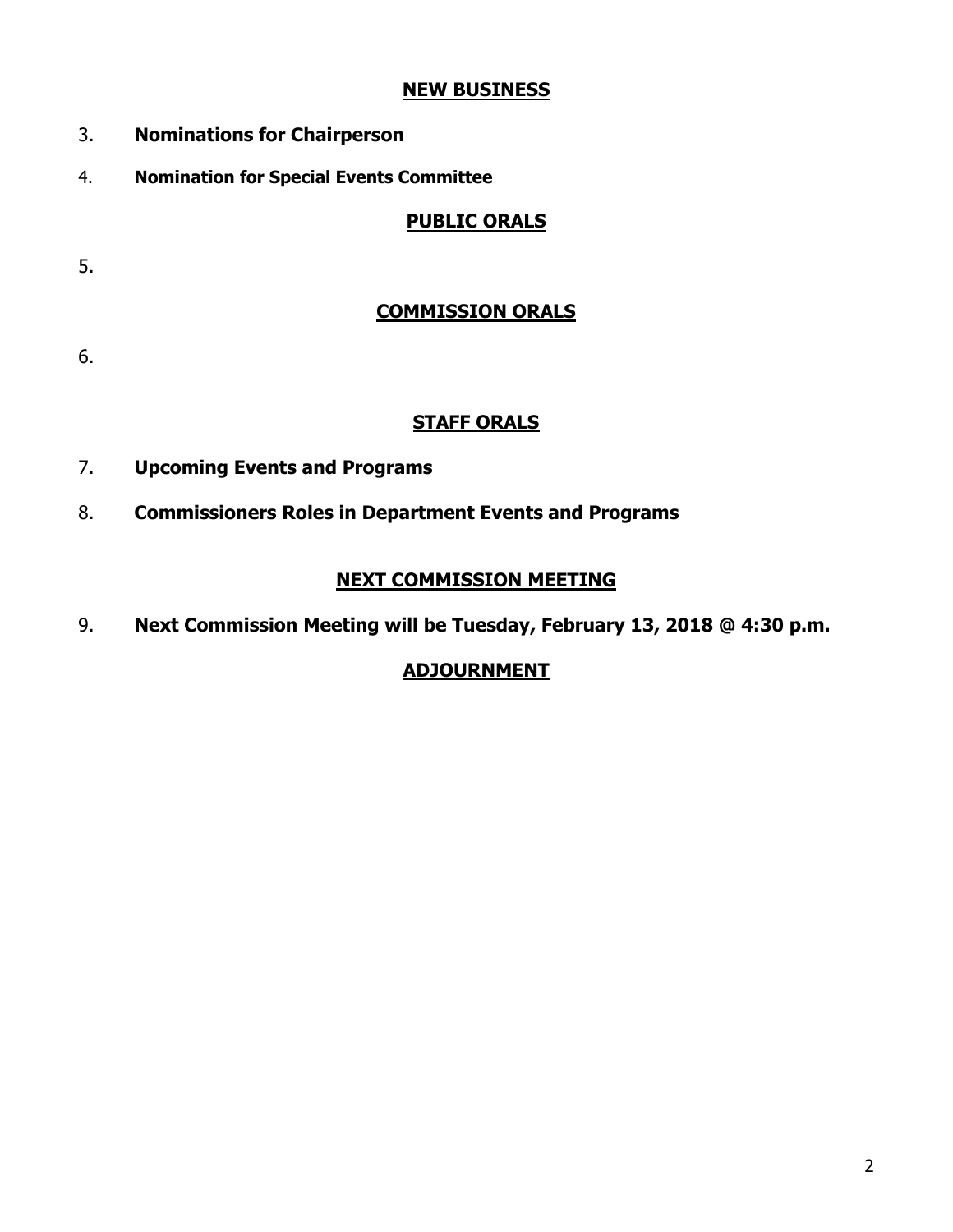## NEW BUSINESS

3. **Nominations for Chairperson**

4. **Nomination for Special Events Committee**

## PUBLIC ORALS

5.

## COMMISSION ORALS

6.

## STAFF ORALS

7. **Upcoming Events and Programs**

8. **Commissioners Roles in Department Events and Programs**

## NEXT COMMISSION MEETING

9. **Next Commission Meeting will be Tuesday, February 13, 2018 @ 4:30 p.m.**

## ADJOURNMENT